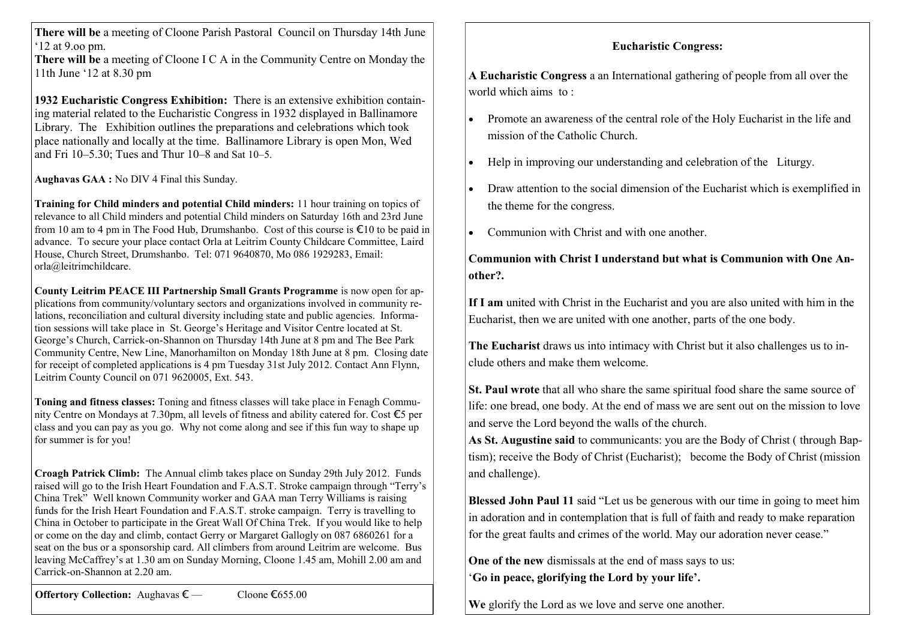**There will be** a meeting of Cloone Parish Pastoral Council on Thursday 14th June '12 at 9.oo pm.

**There will be** a meeting of Cloone I C A in the Community Centre on Monday the 11th June '12 at 8.30 pm

**1932 Eucharistic Congress Exhibition:** There is an extensive exhibition containing material related to the Eucharistic Congress in 1932 displayed in Ballinamore Library. The Exhibition outlines the preparations and celebrations which took place nationally and locally at the time. Ballinamore Library is open Mon, Wed and Fri 10–5.30; Tues and Thur 10–8 and Sat 10–5.

**Aughavas GAA :** No DIV 4 Final this Sunday.

**Training for Child minders and potential Child minders:** 11 hour training on topics of relevance to all Child minders and potential Child minders on Saturday 16th and 23rd June from 10 am to 4 pm in The Food Hub, Drumshanbo. Cost of this course is €10 to be paid in advance. To secure your place contact Orla at Leitrim County Childcare Committee, Laird House, Church Street, Drumshanbo. Tel: 071 9640870, Mo 086 1929283, Email: orla@leitrimchildcare.

**County Leitrim PEACE III Partnership Small Grants Programme** is now open for applications from community/voluntary sectors and organizations involved in community relations, reconciliation and cultural diversity including state and public agencies. Information sessions will take place in St. George's Heritage and Visitor Centre located at St. George's Church, Carrick-on-Shannon on Thursday 14th June at 8 pm and The Bee Park Community Centre, New Line, Manorhamilton on Monday 18th June at 8 pm. Closing date for receipt of completed applications is 4 pm Tuesday 31st July 2012. Contact Ann Flynn, Leitrim County Council on 071 9620005, Ext. 543.

**Toning and fitness classes:** Toning and fitness classes will take place in Fenagh Community Centre on Mondays at 7.30pm, all levels of fitness and ability catered for. Cost €5 per class and you can pay as you go. Why not come along and see if this fun way to shape up for summer is for you!

**Croagh Patrick Climb:** The Annual climb takes place on Sunday 29th July 2012. Funds raised will go to the Irish Heart Foundation and F.A.S.T. Stroke campaign through "Terry's China Trek" Well known Community worker and GAA man Terry Williams is raising funds for the Irish Heart Foundation and F.A.S.T. stroke campaign. Terry is travelling to China in October to participate in the Great Wall Of China Trek. If you would like to help or come on the day and climb, contact Gerry or Margaret Gallogly on 087 6860261 for a seat on the bus or a sponsorship card. All climbers from around Leitrim are welcome. Bus leaving McCaffrey's at 1.30 am on Sunday Morning, Cloone 1.45 am, Mohill 2.00 am and Carrick-on-Shannon at 2.20 am.

**Offertory Collection:** Aughavas € — Cloone €655.00

## Eucharistic Congress:

**A Eucharistic Congress** a an International gathering of people from all over the world which aims to :

- Promote an awareness of the central role of the Holy Eucharist in the life and mission of the Catholic Church.
- Help in improving our understanding and celebration of the Liturgy.
- Draw attention to the social dimension of the Eucharist which is exemplified in the theme for the congress.
- Communion with Christ and with one another.

**Communion with Christ I understand but what is Communion with One Another?.**

**If I am** united with Christ in the Eucharist and you are also united with him in the Eucharist, then we are united with one another, parts of the one body.

**The Eucharist** draws us into intimacy with Christ but it also challenges us to include others and make them welcome.

**St. Paul wrote** that all who share the same spiritual food share the same source of life: one bread, one body. At the end of mass we are sent out on the mission to love and serve the Lord beyond the walls of the church.

**As St. Augustine said** to communicants: you are the Body of Christ ( through Baptism); receive the Body of Christ (Eucharist); become the Body of Christ (mission and challenge).

**Blessed John Paul 11** said "Let us be generous with our time in going to meet him in adoration and in contemplation that is full of faith and ready to make reparation for the great faults and crimes of the world. May our adoration never cease."

**One of the new** dismissals at the end of mass says to us:
'**Go in peace, glorifying the Lord by your life'.**

**We** glorify the Lord as we love and serve one another.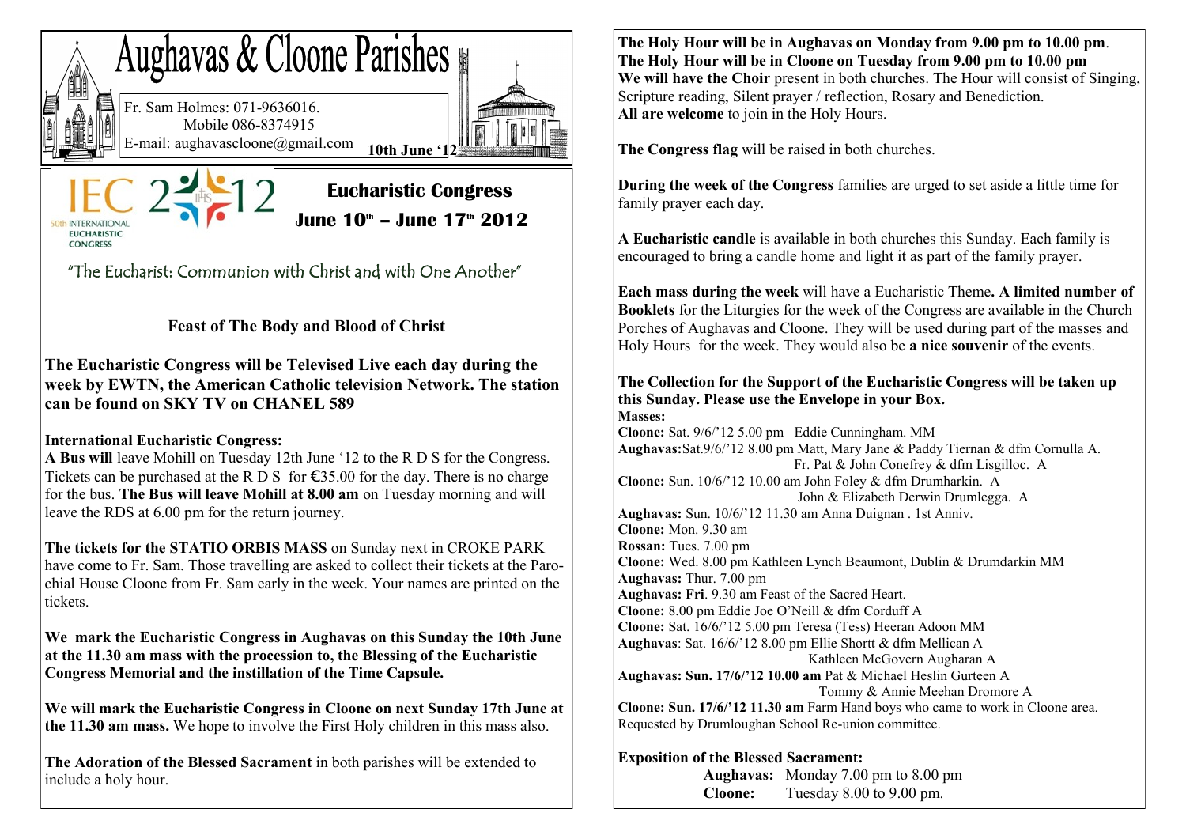# Aughavas & Cloone Parishes

Fr. Sam Holmes: 071-9636016.
Mobile 086-8374915
E-mail: aughavascloone@gmail.com **10th June '12**

IEC 2012 50th INTERNATIONAL EUCHARISTIC CONGRESS

## Eucharistic Congress

**June 10th – June 17th 2012**

"The Eucharist: Communion with Christ and with One Another"

### Feast of The Body and Blood of Christ

**The Eucharistic Congress will be Televised Live each day during the week by EWTN, the American Catholic television Network. The station can be found on SKY TV on CHANEL 589**

**International Eucharistic Congress:**
**A Bus will** leave Mohill on Tuesday 12th June '12 to the R D S for the Congress. Tickets can be purchased at the R D S for €35.00 for the day. There is no charge for the bus. **The Bus will leave Mohill at 8.00 am** on Tuesday morning and will leave the RDS at 6.00 pm for the return journey.

**The tickets for the STATIO ORBIS MASS** on Sunday next in CROKE PARK have come to Fr. Sam. Those travelling are asked to collect their tickets at the Parochial House Cloone from Fr. Sam early in the week. Your names are printed on the tickets.

**We mark the Eucharistic Congress in Aughavas on this Sunday the 10th June at the 11.30 am mass with the procession to, the Blessing of the Eucharistic Congress Memorial and the instillation of the Time Capsule.**

**We will mark the Eucharistic Congress in Cloone on next Sunday 17th June at the 11.30 am mass.** We hope to involve the First Holy children in this mass also.

**The Adoration of the Blessed Sacrament** in both parishes will be extended to include a holy hour.

**The Holy Hour will be in Aughavas on Monday from 9.00 pm to 10.00 pm**.
**The Holy Hour will be in Cloone on Tuesday from 9.00 pm to 10.00 pm**
**We will have the Choir** present in both churches. The Hour will consist of Singing, Scripture reading, Silent prayer / reflection, Rosary and Benediction.
**All are welcome** to join in the Holy Hours.

**The Congress flag** will be raised in both churches.

**During the week of the Congress** families are urged to set aside a little time for family prayer each day.

**A Eucharistic candle** is available in both churches this Sunday. Each family is encouraged to bring a candle home and light it as part of the family prayer.

**Each mass during the week** will have a Eucharistic Theme**. A limited number of Booklets** for the Liturgies for the week of the Congress are available in the Church Porches of Aughavas and Cloone. They will be used during part of the masses and Holy Hours for the week. They would also be **a nice souvenir** of the events.

**The Collection for the Support of the Eucharistic Congress will be taken up this Sunday. Please use the Envelope in your Box.**

**Masses:**
**Cloone:** Sat. 9/6/'12 5.00 pm Eddie Cunningham. MM
**Aughavas:**Sat.9/6/'12 8.00 pm Matt, Mary Jane & Paddy Tiernan & dfm Cornulla A.
Fr. Pat & John Conefrey & dfm Lisgilloc. A
**Cloone:** Sun. 10/6/'12 10.00 am John Foley & dfm Drumharkin. A
John & Elizabeth Derwin Drumlegga. A
**Aughavas:** Sun. 10/6/'12 11.30 am Anna Duignan . 1st Anniv.
**Cloone:** Mon. 9.30 am
**Rossan:** Tues. 7.00 pm
**Cloone:** Wed. 8.00 pm Kathleen Lynch Beaumont, Dublin & Drumdarkin MM
**Aughavas:** Thur. 7.00 pm
**Aughavas: Fri**. 9.30 am Feast of the Sacred Heart.
**Cloone:** 8.00 pm Eddie Joe O'Neill & dfm Corduff A
**Cloone:** Sat. 16/6/'12 5.00 pm Teresa (Tess) Heeran Adoon MM
**Aughavas**: Sat. 16/6/'12 8.00 pm Ellie Shortt & dfm Mellican A
Kathleen McGovern Augharan A
**Aughavas: Sun. 17/6/'12 10.00 am** Pat & Michael Heslin Gurteen A
Tommy & Annie Meehan Dromore A
**Cloone: Sun. 17/6/'12 11.30 am** Farm Hand boys who came to work in Cloone area. Requested by Drumloughan School Re-union committee.

**Exposition of the Blessed Sacrament:**
**Aughavas:** Monday 7.00 pm to 8.00 pm
**Cloone:** Tuesday 8.00 to 9.00 pm.